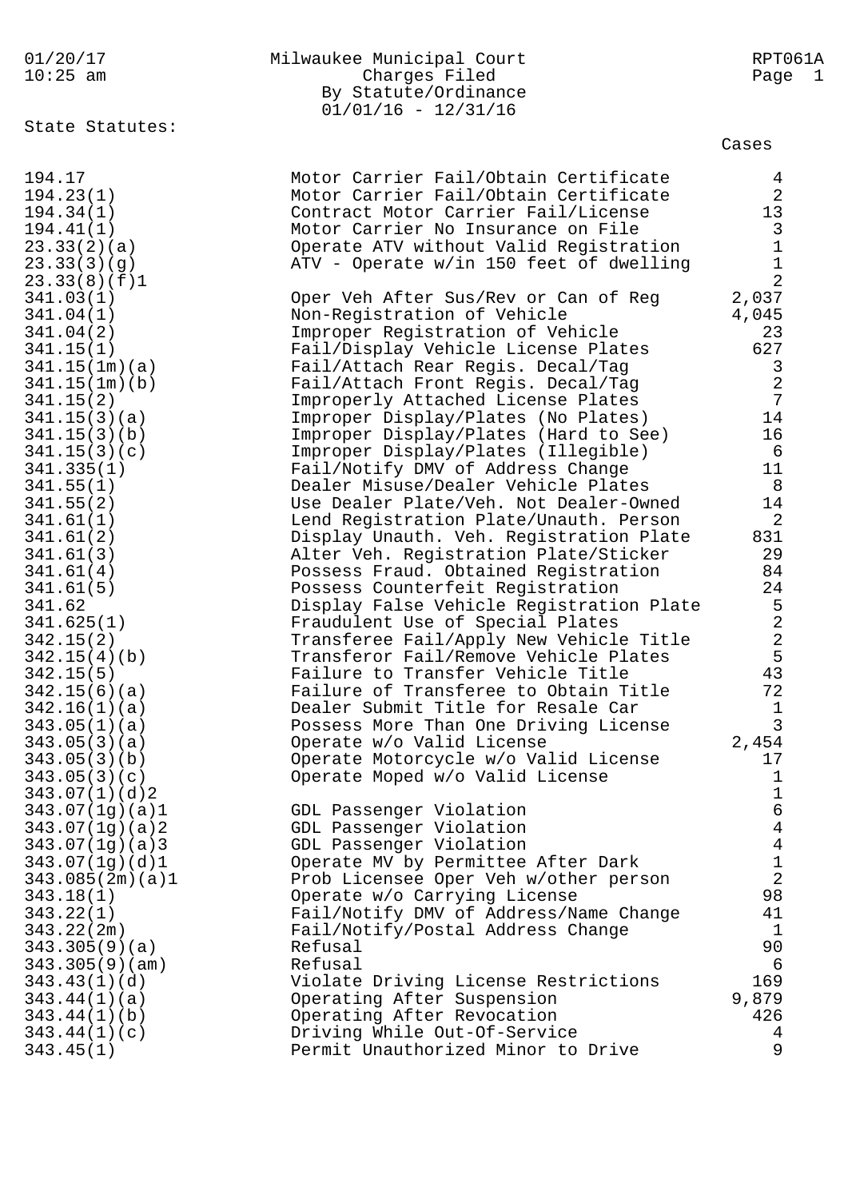Milwaukee Municipal Court
Charges Filed
By Statute/Ordinance
01/01/16 - 12/31/16

01/20/17
10:25 am

RPT061A

State Statutes:

| Statute | Description | Cases |
|---|---|---|
| 194.17 | Motor Carrier Fail/Obtain Certificate | 4 |
| 194.23(1) | Motor Carrier Fail/Obtain Certificate | 2 |
| 194.34(1) | Contract Motor Carrier Fail/License | 13 |
| 194.41(1) | Motor Carrier No Insurance on File | 3 |
| 23.33(2)(a) | Operate ATV without Valid Registration | 1 |
| 23.33(3)(g) | ATV - Operate w/in 150 feet of dwelling | 1 |
| 23.33(8)(f)1 | | 2 |
| 341.03(1) | Oper Veh After Sus/Rev or Can of Reg | 2,037 |
| 341.04(1) | Non-Registration of Vehicle | 4,045 |
| 341.04(2) | Improper Registration of Vehicle | 23 |
| 341.15(1) | Fail/Display Vehicle License Plates | 627 |
| 341.15(1m)(a) | Fail/Attach Rear Regis. Decal/Tag | 3 |
| 341.15(1m)(b) | Fail/Attach Front Regis. Decal/Tag | 2 |
| 341.15(2) | Improperly Attached License Plates | 7 |
| 341.15(3)(a) | Improper Display/Plates (No Plates) | 14 |
| 341.15(3)(b) | Improper Display/Plates (Hard to See) | 16 |
| 341.15(3)(c) | Improper Display/Plates (Illegible) | 6 |
| 341.335(1) | Fail/Notify DMV of Address Change | 11 |
| 341.55(1) | Dealer Misuse/Dealer Vehicle Plates | 8 |
| 341.55(2) | Use Dealer Plate/Veh. Not Dealer-Owned | 14 |
| 341.61(1) | Lend Registration Plate/Unauth. Person | 2 |
| 341.61(2) | Display Unauth. Veh. Registration Plate | 831 |
| 341.61(3) | Alter Veh. Registration Plate/Sticker | 29 |
| 341.61(4) | Possess Fraud. Obtained Registration | 84 |
| 341.61(5) | Possess Counterfeit Registration | 24 |
| 341.62 | Display False Vehicle Registration Plate | 5 |
| 341.625(1) | Fraudulent Use of Special Plates | 2 |
| 342.15(2) | Transferee Fail/Apply New Vehicle Title | 2 |
| 342.15(4)(b) | Transferor Fail/Remove Vehicle Plates | 5 |
| 342.15(5) | Failure to Transfer Vehicle Title | 43 |
| 342.15(6)(a) | Failure of Transferee to Obtain Title | 72 |
| 342.16(1)(a) | Dealer Submit Title for Resale Car | 1 |
| 343.05(1)(a) | Possess More Than One Driving License | 3 |
| 343.05(3)(a) | Operate w/o Valid License | 2,454 |
| 343.05(3)(b) | Operate Motorcycle w/o Valid License | 17 |
| 343.05(3)(c) | Operate Moped w/o Valid License | 1 |
| 343.07(1)(d)2 | | 1 |
| 343.07(1g)(a)1 | GDL Passenger Violation | 6 |
| 343.07(1g)(a)2 | GDL Passenger Violation | 4 |
| 343.07(1g)(a)3 | GDL Passenger Violation | 4 |
| 343.07(1g)(d)1 | Operate MV by Permittee After Dark | 1 |
| 343.085(2m)(a)1 | Prob Licensee Oper Veh w/other person | 2 |
| 343.18(1) | Operate w/o Carrying License | 98 |
| 343.22(1) | Fail/Notify DMV of Address/Name Change | 41 |
| 343.22(2m) | Fail/Notify/Postal Address Change | 1 |
| 343.305(9)(a) | Refusal | 90 |
| 343.305(9)(am) | Refusal | 6 |
| 343.43(1)(d) | Violate Driving License Restrictions | 169 |
| 343.44(1)(a) | Operating After Suspension | 9,879 |
| 343.44(1)(b) | Operating After Revocation | 426 |
| 343.44(1)(c) | Driving While Out-Of-Service | 4 |
| 343.45(1) | Permit Unauthorized Minor to Drive | 9 |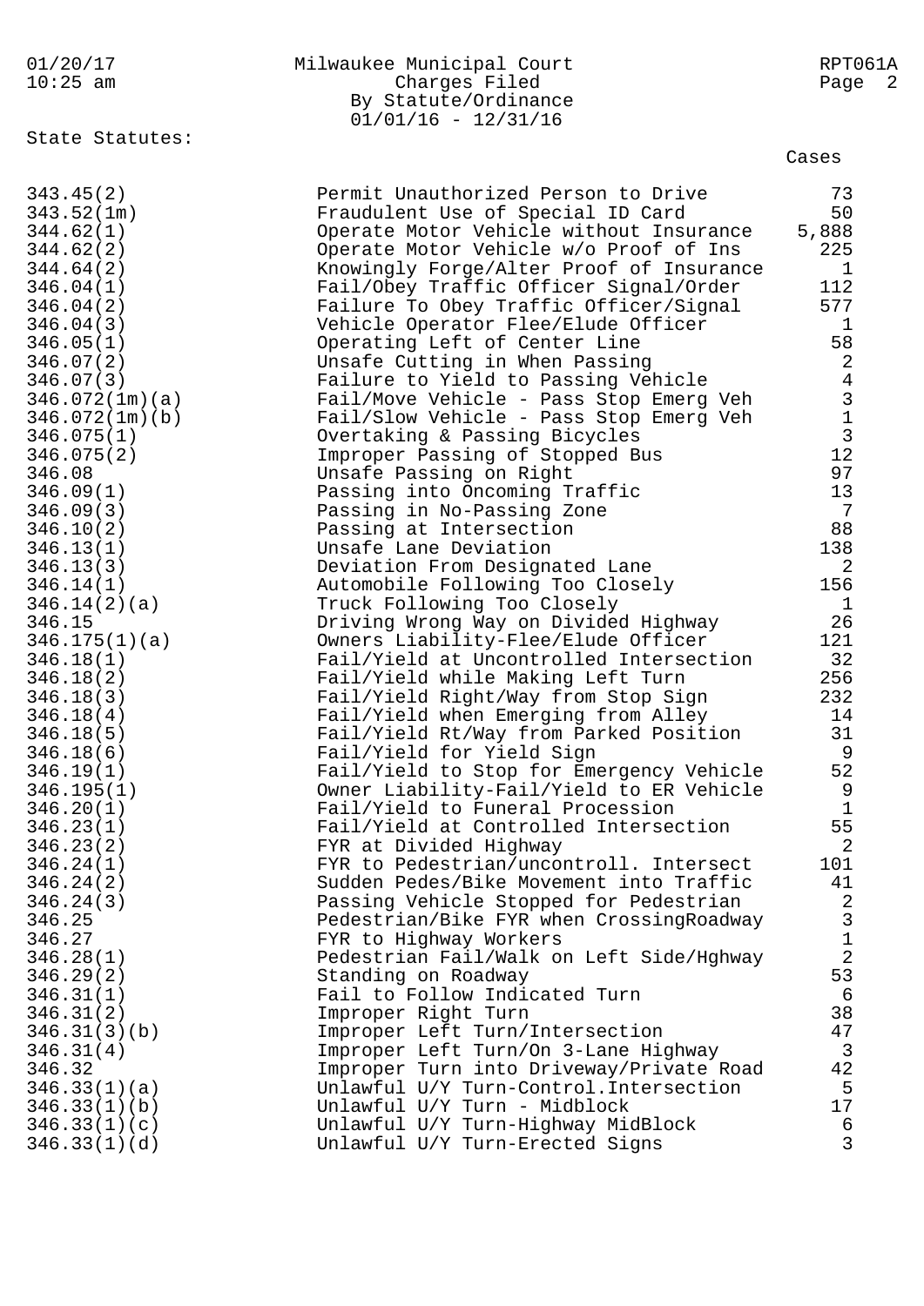Milwaukee Municipal Court
Charges Filed
By Statute/Ordinance
01/01/16 - 12/31/16

State Statutes:

| Statute | Description | Cases |
|---|---|---|
| 343.45(2) | Permit Unauthorized Person to Drive | 73 |
| 343.52(1m) | Fraudulent Use of Special ID Card | 50 |
| 344.62(1) | Operate Motor Vehicle without Insurance | 5,888 |
| 344.62(2) | Operate Motor Vehicle w/o Proof of Ins | 225 |
| 344.64(2) | Knowingly Forge/Alter Proof of Insurance | 1 |
| 346.04(1) | Fail/Obey Traffic Officer Signal/Order | 112 |
| 346.04(2) | Failure To Obey Traffic Officer/Signal | 577 |
| 346.04(3) | Vehicle Operator Flee/Elude Officer | 1 |
| 346.05(1) | Operating Left of Center Line | 58 |
| 346.07(2) | Unsafe Cutting in When Passing | 2 |
| 346.07(3) | Failure to Yield to Passing Vehicle | 4 |
| 346.072(1m)(a) | Fail/Move Vehicle - Pass Stop Emerg Veh | 3 |
| 346.072(1m)(b) | Fail/Slow Vehicle - Pass Stop Emerg Veh | 1 |
| 346.075(1) | Overtaking & Passing Bicycles | 3 |
| 346.075(2) | Improper Passing of Stopped Bus | 12 |
| 346.08 | Unsafe Passing on Right | 97 |
| 346.09(1) | Passing into Oncoming Traffic | 13 |
| 346.09(3) | Passing in No-Passing Zone | 7 |
| 346.10(2) | Passing at Intersection | 88 |
| 346.13(1) | Unsafe Lane Deviation | 138 |
| 346.13(3) | Deviation From Designated Lane | 2 |
| 346.14(1) | Automobile Following Too Closely | 156 |
| 346.14(2)(a) | Truck Following Too Closely | 1 |
| 346.15 | Driving Wrong Way on Divided Highway | 26 |
| 346.175(1)(a) | Owners Liability-Flee/Elude Officer | 121 |
| 346.18(1) | Fail/Yield at Uncontrolled Intersection | 32 |
| 346.18(2) | Fail/Yield while Making Left Turn | 256 |
| 346.18(3) | Fail/Yield Right/Way from Stop Sign | 232 |
| 346.18(4) | Fail/Yield when Emerging from Alley | 14 |
| 346.18(5) | Fail/Yield Rt/Way from Parked Position | 31 |
| 346.18(6) | Fail/Yield for Yield Sign | 9 |
| 346.19(1) | Fail/Yield to Stop for Emergency Vehicle | 52 |
| 346.195(1) | Owner Liability-Fail/Yield to ER Vehicle | 9 |
| 346.20(1) | Fail/Yield to Funeral Procession | 1 |
| 346.23(1) | Fail/Yield at Controlled Intersection | 55 |
| 346.23(2) | FYR at Divided Highway | 2 |
| 346.24(1) | FYR to Pedestrian/uncontroll. Intersect | 101 |
| 346.24(2) | Sudden Pedes/Bike Movement into Traffic | 41 |
| 346.24(3) | Passing Vehicle Stopped for Pedestrian | 2 |
| 346.25 | Pedestrian/Bike FYR when CrossingRoadway | 3 |
| 346.27 | FYR to Highway Workers | 1 |
| 346.28(1) | Pedestrian Fail/Walk on Left Side/Hghway | 2 |
| 346.29(2) | Standing on Roadway | 53 |
| 346.31(1) | Fail to Follow Indicated Turn | 6 |
| 346.31(2) | Improper Right Turn | 38 |
| 346.31(3)(b) | Improper Left Turn/Intersection | 47 |
| 346.31(4) | Improper Left Turn/On 3-Lane Highway | 3 |
| 346.32 | Improper Turn into Driveway/Private Road | 42 |
| 346.33(1)(a) | Unlawful U/Y Turn-Control.Intersection | 5 |
| 346.33(1)(b) | Unlawful U/Y Turn - Midblock | 17 |
| 346.33(1)(c) | Unlawful U/Y Turn-Highway MidBlock | 6 |
| 346.33(1)(d) | Unlawful U/Y Turn-Erected Signs | 3 |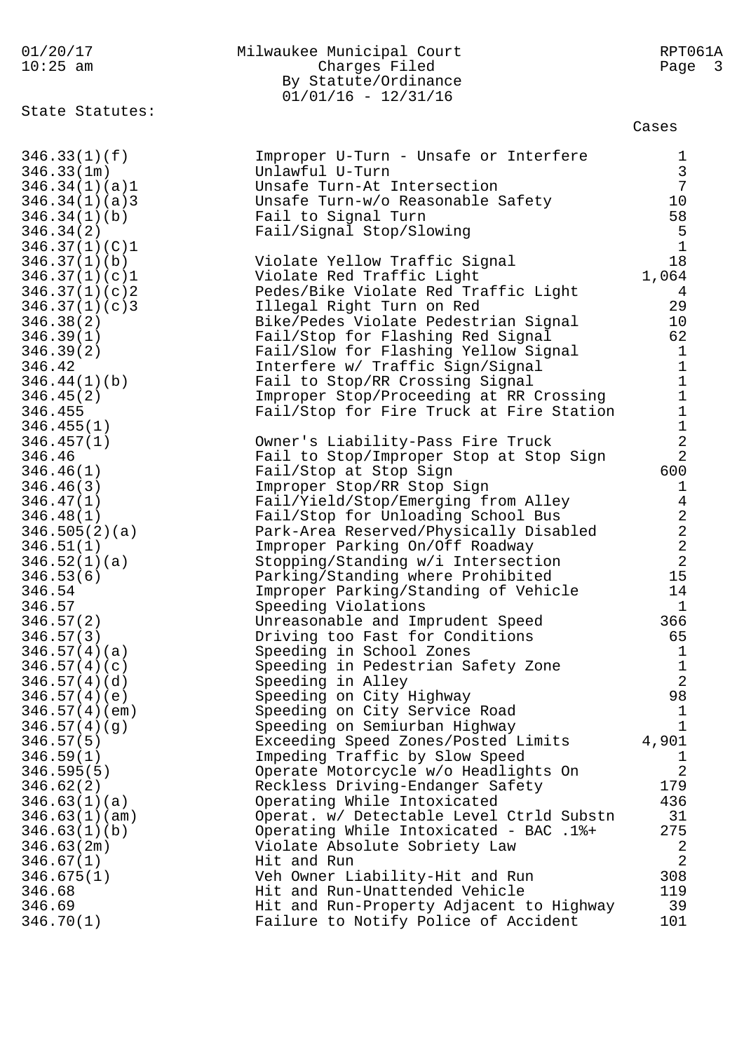Milwaukee Municipal Court
Charges Filed
By Statute/Ordinance
01/01/16 - 12/31/16

State Statutes:

| Statute | Description | Cases |
|---|---|---|
| 346.33(1)(f) | Improper U-Turn - Unsafe or Interfere | 1 |
| 346.33(1m) | Unlawful U-Turn | 3 |
| 346.34(1)(a)1 | Unsafe Turn-At Intersection | 7 |
| 346.34(1)(a)3 | Unsafe Turn-w/o Reasonable Safety | 10 |
| 346.34(1)(b) | Fail to Signal Turn | 58 |
| 346.34(2) | Fail/Signal Stop/Slowing | 5 |
| 346.37(1)(C)1 | | 1 |
| 346.37(1)(b) | Violate Yellow Traffic Signal | 18 |
| 346.37(1)(c)1 | Violate Red Traffic Light | 1,064 |
| 346.37(1)(c)2 | Pedes/Bike Violate Red Traffic Light | 4 |
| 346.37(1)(c)3 | Illegal Right Turn on Red | 29 |
| 346.38(2) | Bike/Pedes Violate Pedestrian Signal | 10 |
| 346.39(1) | Fail/Stop for Flashing Red Signal | 62 |
| 346.39(2) | Fail/Slow for Flashing Yellow Signal | 1 |
| 346.42 | Interfere w/ Traffic Sign/Signal | 1 |
| 346.44(1)(b) | Fail to Stop/RR Crossing Signal | 1 |
| 346.45(2) | Improper Stop/Proceeding at RR Crossing | 1 |
| 346.455 | Fail/Stop for Fire Truck at Fire Station | 1 |
| 346.455(1) | | 1 |
| 346.457(1) | Owner's Liability-Pass Fire Truck | 2 |
| 346.46 | Fail to Stop/Improper Stop at Stop Sign | 2 |
| 346.46(1) | Fail/Stop at Stop Sign | 600 |
| 346.46(3) | Improper Stop/RR Stop Sign | 1 |
| 346.47(1) | Fail/Yield/Stop/Emerging from Alley | 4 |
| 346.48(1) | Fail/Stop for Unloading School Bus | 2 |
| 346.505(2)(a) | Park-Area Reserved/Physically Disabled | 2 |
| 346.51(1) | Improper Parking On/Off Roadway | 2 |
| 346.52(1)(a) | Stopping/Standing w/i Intersection | 2 |
| 346.53(6) | Parking/Standing where Prohibited | 15 |
| 346.54 | Improper Parking/Standing of Vehicle | 14 |
| 346.57 | Speeding Violations | 1 |
| 346.57(2) | Unreasonable and Imprudent Speed | 366 |
| 346.57(3) | Driving too Fast for Conditions | 65 |
| 346.57(4)(a) | Speeding in School Zones | 1 |
| 346.57(4)(c) | Speeding in Pedestrian Safety Zone | 1 |
| 346.57(4)(d) | Speeding in Alley | 2 |
| 346.57(4)(e) | Speeding on City Highway | 98 |
| 346.57(4)(em) | Speeding on City Service Road | 1 |
| 346.57(4)(g) | Speeding on Semiurban Highway | 1 |
| 346.57(5) | Exceeding Speed Zones/Posted Limits | 4,901 |
| 346.59(1) | Impeding Traffic by Slow Speed | 1 |
| 346.595(5) | Operate Motorcycle w/o Headlights On | 2 |
| 346.62(2) | Reckless Driving-Endanger Safety | 179 |
| 346.63(1)(a) | Operating While Intoxicated | 436 |
| 346.63(1)(am) | Operat. w/ Detectable Level Ctrld Substn | 31 |
| 346.63(1)(b) | Operating While Intoxicated - BAC .1%+ | 275 |
| 346.63(2m) | Violate Absolute Sobriety Law | 2 |
| 346.67(1) | Hit and Run | 2 |
| 346.675(1) | Veh Owner Liability-Hit and Run | 308 |
| 346.68 | Hit and Run-Unattended Vehicle | 119 |
| 346.69 | Hit and Run-Property Adjacent to Highway | 39 |
| 346.70(1) | Failure to Notify Police of Accident | 101 |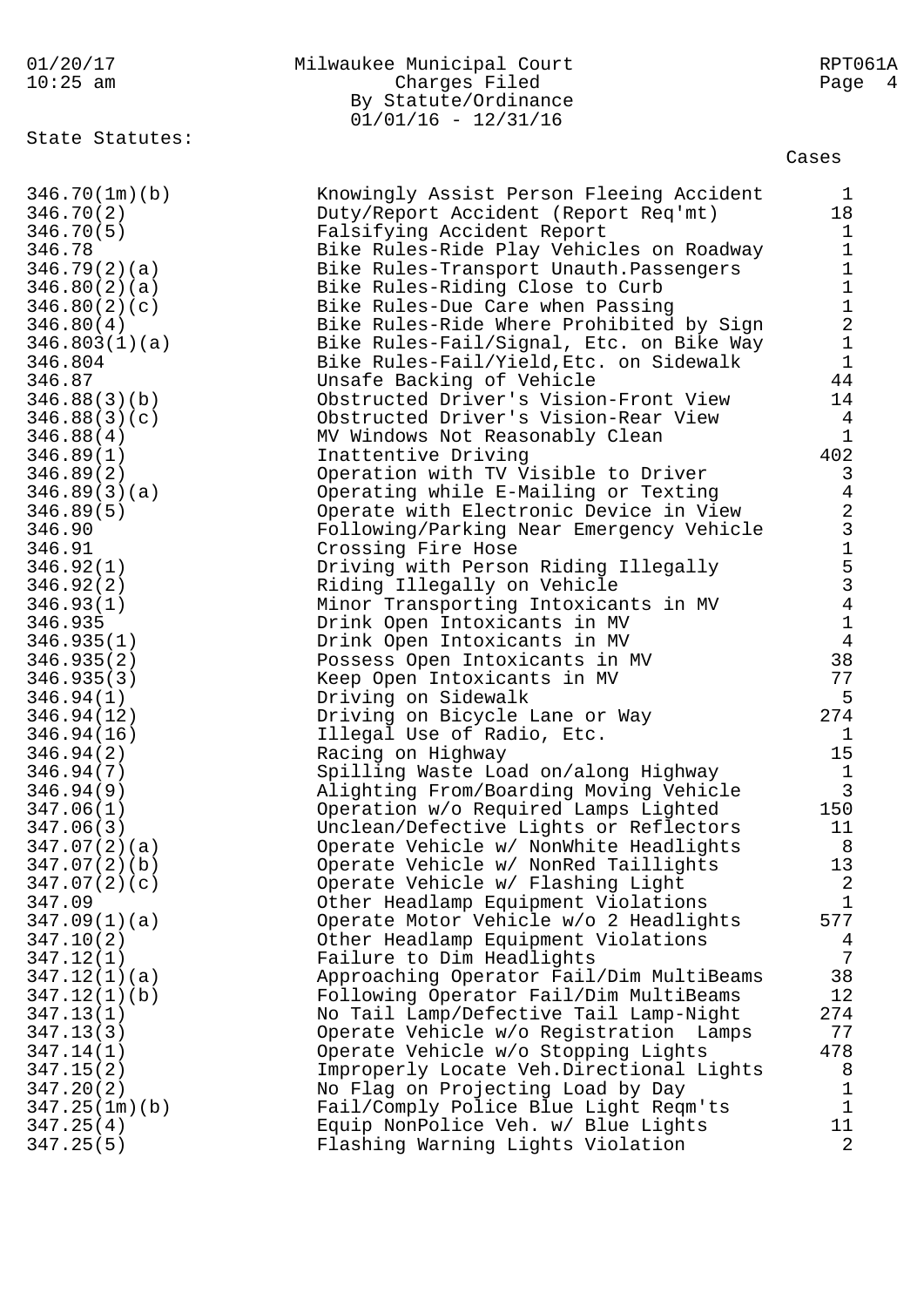State Statutes:

| Statute | Description | Cases |
|---|---|---|
| 346.70(1m)(b) | Knowingly Assist Person Fleeing Accident | 1 |
| 346.70(2) | Duty/Report Accident (Report Req'mt) | 18 |
| 346.70(5) | Falsifying Accident Report | 1 |
| 346.78 | Bike Rules-Ride Play Vehicles on Roadway | 1 |
| 346.79(2)(a) | Bike Rules-Transport Unauth.Passengers | 1 |
| 346.80(2)(a) | Bike Rules-Riding Close to Curb | 1 |
| 346.80(2)(c) | Bike Rules-Due Care when Passing | 1 |
| 346.80(4) | Bike Rules-Ride Where Prohibited by Sign | 2 |
| 346.803(1)(a) | Bike Rules-Fail/Signal, Etc. on Bike Way | 1 |
| 346.804 | Bike Rules-Fail/Yield,Etc. on Sidewalk | 1 |
| 346.87 | Unsafe Backing of Vehicle | 44 |
| 346.88(3)(b) | Obstructed Driver's Vision-Front View | 14 |
| 346.88(3)(c) | Obstructed Driver's Vision-Rear View | 4 |
| 346.88(4) | MV Windows Not Reasonably Clean | 1 |
| 346.89(1) | Inattentive Driving | 402 |
| 346.89(2) | Operation with TV Visible to Driver | 3 |
| 346.89(3)(a) | Operating while E-Mailing or Texting | 4 |
| 346.89(5) | Operate with Electronic Device in View | 2 |
| 346.90 | Following/Parking Near Emergency Vehicle | 3 |
| 346.91 | Crossing Fire Hose | 1 |
| 346.92(1) | Driving with Person Riding Illegally | 5 |
| 346.92(2) | Riding Illegally on Vehicle | 3 |
| 346.93(1) | Minor Transporting Intoxicants in MV | 4 |
| 346.935 | Drink Open Intoxicants in MV | 1 |
| 346.935(1) | Drink Open Intoxicants in MV | 4 |
| 346.935(2) | Possess Open Intoxicants in MV | 38 |
| 346.935(3) | Keep Open Intoxicants in MV | 77 |
| 346.94(1) | Driving on Sidewalk | 5 |
| 346.94(12) | Driving on Bicycle Lane or Way | 274 |
| 346.94(16) | Illegal Use of Radio, Etc. | 1 |
| 346.94(2) | Racing on Highway | 15 |
| 346.94(7) | Spilling Waste Load on/along Highway | 1 |
| 346.94(9) | Alighting From/Boarding Moving Vehicle | 3 |
| 347.06(1) | Operation w/o Required Lamps Lighted | 150 |
| 347.06(3) | Unclean/Defective Lights or Reflectors | 11 |
| 347.07(2)(a) | Operate Vehicle w/ NonWhite Headlights | 8 |
| 347.07(2)(b) | Operate Vehicle w/ NonRed Taillights | 13 |
| 347.07(2)(c) | Operate Vehicle w/ Flashing Light | 2 |
| 347.09 | Other Headlamp Equipment Violations | 1 |
| 347.09(1)(a) | Operate Motor Vehicle w/o 2 Headlights | 577 |
| 347.10(2) | Other Headlamp Equipment Violations | 4 |
| 347.12(1) | Failure to Dim Headlights | 7 |
| 347.12(1)(a) | Approaching Operator Fail/Dim MultiBeams | 38 |
| 347.12(1)(b) | Following Operator Fail/Dim MultiBeams | 12 |
| 347.13(1) | No Tail Lamp/Defective Tail Lamp-Night | 274 |
| 347.13(3) | Operate Vehicle w/o Registration Lamps | 77 |
| 347.14(1) | Operate Vehicle w/o Stopping Lights | 478 |
| 347.15(2) | Improperly Locate Veh.Directional Lights | 8 |
| 347.20(2) | No Flag on Projecting Load by Day | 1 |
| 347.25(1m)(b) | Fail/Comply Police Blue Light Reqm'ts | 1 |
| 347.25(4) | Equip NonPolice Veh. w/ Blue Lights | 11 |
| 347.25(5) | Flashing Warning Lights Violation | 2 |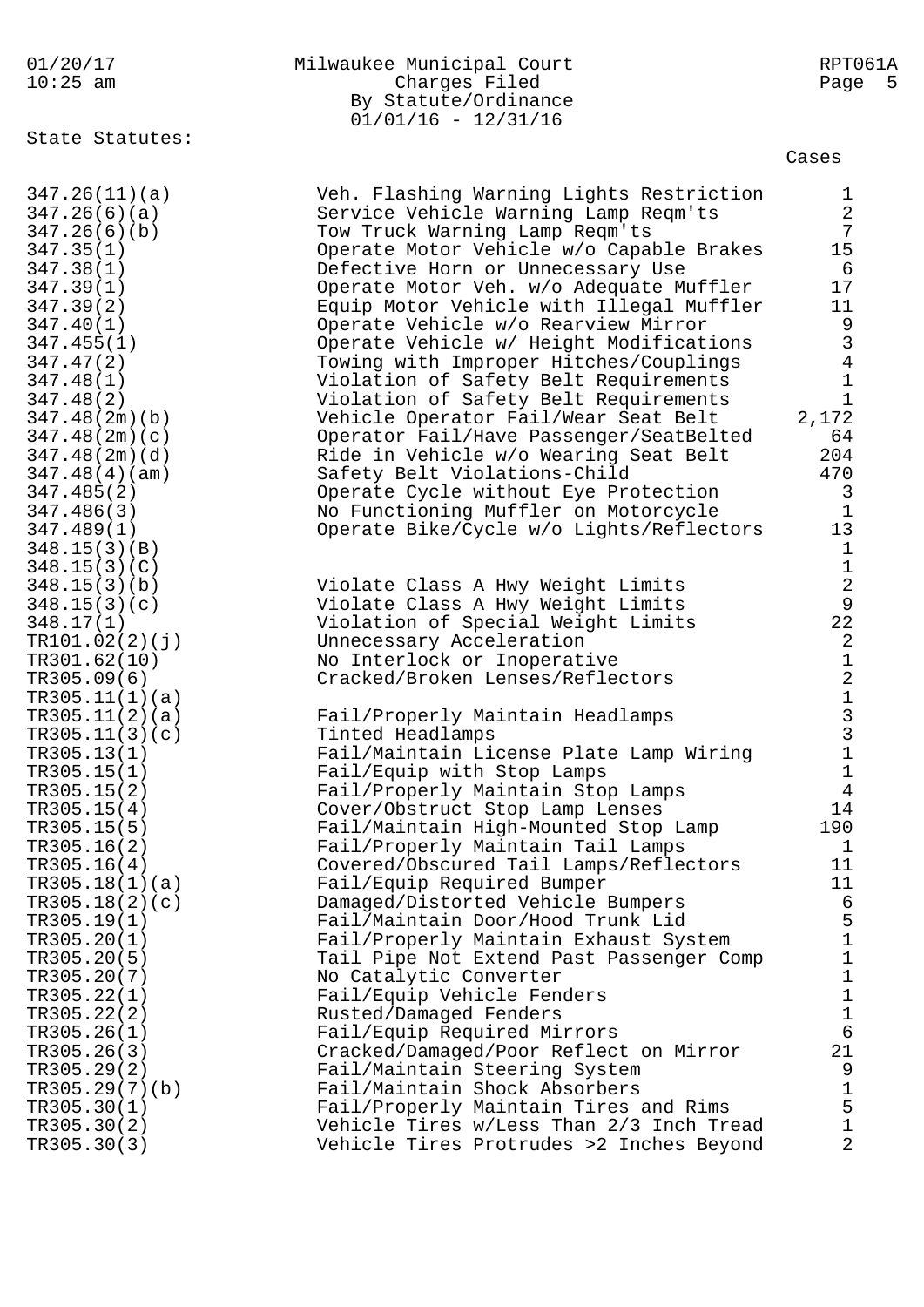Milwaukee Municipal Court
Charges Filed
By Statute/Ordinance
01/01/16 - 12/31/16

State Statutes:

| Statute | Description | Cases |
|---|---|---|
| 347.26(11)(a) | Veh. Flashing Warning Lights Restriction | 1 |
| 347.26(6)(a) | Service Vehicle Warning Lamp Reqm'ts | 2 |
| 347.26(6)(b) | Tow Truck Warning Lamp Reqm'ts | 7 |
| 347.35(1) | Operate Motor Vehicle w/o Capable Brakes | 15 |
| 347.38(1) | Defective Horn or Unnecessary Use | 6 |
| 347.39(1) | Operate Motor Veh. w/o Adequate Muffler | 17 |
| 347.39(2) | Equip Motor Vehicle with Illegal Muffler | 11 |
| 347.40(1) | Operate Vehicle w/o Rearview Mirror | 9 |
| 347.455(1) | Operate Vehicle w/ Height Modifications | 3 |
| 347.47(2) | Towing with Improper Hitches/Couplings | 4 |
| 347.48(1) | Violation of Safety Belt Requirements | 1 |
| 347.48(2) | Violation of Safety Belt Requirements | 1 |
| 347.48(2m)(b) | Vehicle Operator Fail/Wear Seat Belt | 2,172 |
| 347.48(2m)(c) | Operator Fail/Have Passenger/SeatBelted | 64 |
| 347.48(2m)(d) | Ride in Vehicle w/o Wearing Seat Belt | 204 |
| 347.48(4)(am) | Safety Belt Violations-Child | 470 |
| 347.485(2) | Operate Cycle without Eye Protection | 3 |
| 347.486(3) | No Functioning Muffler on Motorcycle | 1 |
| 347.489(1) | Operate Bike/Cycle w/o Lights/Reflectors | 13 |
| 348.15(3)(B) | | 1 |
| 348.15(3)(C) | | 1 |
| 348.15(3)(b) | Violate Class A Hwy Weight Limits | 2 |
| 348.15(3)(c) | Violate Class A Hwy Weight Limits | 9 |
| 348.17(1) | Violation of Special Weight Limits | 22 |
| TR101.02(2)(j) | Unnecessary Acceleration | 2 |
| TR301.62(10) | No Interlock or Inoperative | 1 |
| TR305.09(6) | Cracked/Broken Lenses/Reflectors | 2 |
| TR305.11(1)(a) | | 1 |
| TR305.11(2)(a) | Fail/Properly Maintain Headlamps | 3 |
| TR305.11(3)(c) | Tinted Headlamps | 3 |
| TR305.13(1) | Fail/Maintain License Plate Lamp Wiring | 1 |
| TR305.15(1) | Fail/Equip with Stop Lamps | 1 |
| TR305.15(2) | Fail/Properly Maintain Stop Lamps | 4 |
| TR305.15(4) | Cover/Obstruct Stop Lamp Lenses | 14 |
| TR305.15(5) | Fail/Maintain High-Mounted Stop Lamp | 190 |
| TR305.16(2) | Fail/Properly Maintain Tail Lamps | 1 |
| TR305.16(4) | Covered/Obscured Tail Lamps/Reflectors | 11 |
| TR305.18(1)(a) | Fail/Equip Required Bumper | 11 |
| TR305.18(2)(c) | Damaged/Distorted Vehicle Bumpers | 6 |
| TR305.19(1) | Fail/Maintain Door/Hood Trunk Lid | 5 |
| TR305.20(1) | Fail/Properly Maintain Exhaust System | 1 |
| TR305.20(5) | Tail Pipe Not Extend Past Passenger Comp | 1 |
| TR305.20(7) | No Catalytic Converter | 1 |
| TR305.22(1) | Fail/Equip Vehicle Fenders | 1 |
| TR305.22(2) | Rusted/Damaged Fenders | 1 |
| TR305.26(1) | Fail/Equip Required Mirrors | 6 |
| TR305.26(3) | Cracked/Damaged/Poor Reflect on Mirror | 21 |
| TR305.29(2) | Fail/Maintain Steering System | 9 |
| TR305.29(7)(b) | Fail/Maintain Shock Absorbers | 1 |
| TR305.30(1) | Fail/Properly Maintain Tires and Rims | 5 |
| TR305.30(2) | Vehicle Tires w/Less Than 2/3 Inch Tread | 1 |
| TR305.30(3) | Vehicle Tires Protrudes >2 Inches Beyond | 2 |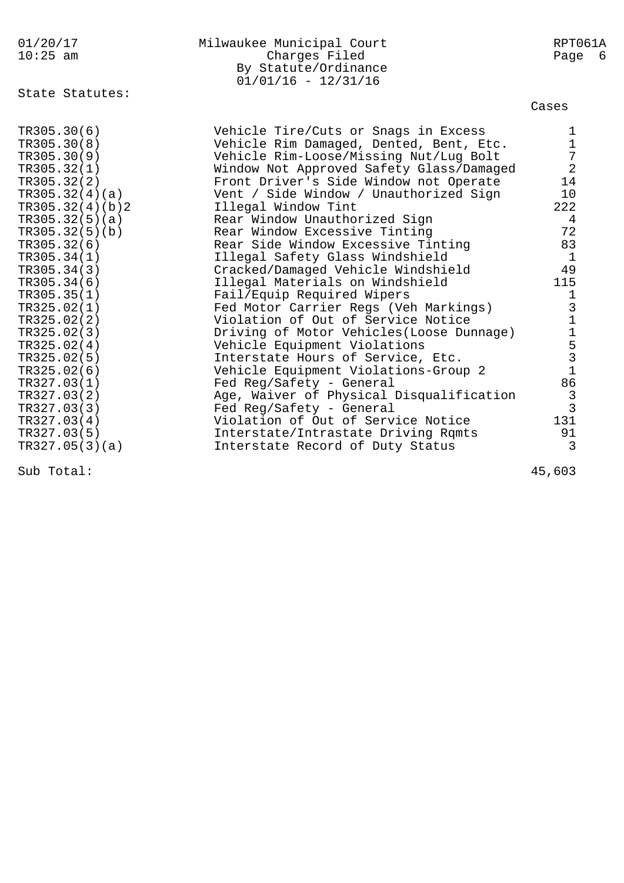Milwaukee Municipal Court
Charges Filed
By Statute/Ordinance
01/01/16 - 12/31/16

State Statutes:

| Statute | Description | Cases |
|---|---|---|
| TR305.30(6) | Vehicle Tire/Cuts or Snags in Excess | 1 |
| TR305.30(8) | Vehicle Rim Damaged, Dented, Bent, Etc. | 1 |
| TR305.30(9) | Vehicle Rim-Loose/Missing Nut/Lug Bolt | 7 |
| TR305.32(1) | Window Not Approved Safety Glass/Damaged | 2 |
| TR305.32(2) | Front Driver's Side Window not Operate | 14 |
| TR305.32(4)(a) | Vent / Side Window / Unauthorized Sign | 10 |
| TR305.32(4)(b)2 | Illegal Window Tint | 222 |
| TR305.32(5)(a) | Rear Window Unauthorized Sign | 4 |
| TR305.32(5)(b) | Rear Window Excessive Tinting | 72 |
| TR305.32(6) | Rear Side Window Excessive Tinting | 83 |
| TR305.34(1) | Illegal Safety Glass Windshield | 1 |
| TR305.34(3) | Cracked/Damaged Vehicle Windshield | 49 |
| TR305.34(6) | Illegal Materials on Windshield | 115 |
| TR305.35(1) | Fail/Equip Required Wipers | 1 |
| TR325.02(1) | Fed Motor Carrier Regs (Veh Markings) | 3 |
| TR325.02(2) | Violation of Out of Service Notice | 1 |
| TR325.02(3) | Driving of Motor Vehicles(Loose Dunnage) | 1 |
| TR325.02(4) | Vehicle Equipment Violations | 5 |
| TR325.02(5) | Interstate Hours of Service, Etc. | 3 |
| TR325.02(6) | Vehicle Equipment Violations-Group 2 | 1 |
| TR327.03(1) | Fed Reg/Safety - General | 86 |
| TR327.03(2) | Age, Waiver of Physical Disqualification | 3 |
| TR327.03(3) | Fed Reg/Safety - General | 3 |
| TR327.03(4) | Violation of Out of Service Notice | 131 |
| TR327.03(5) | Interstate/Intrastate Driving Rqmts | 91 |
| TR327.05(3)(a) | Interstate Record of Duty Status | 3 |
| Sub Total: | | 45,603 |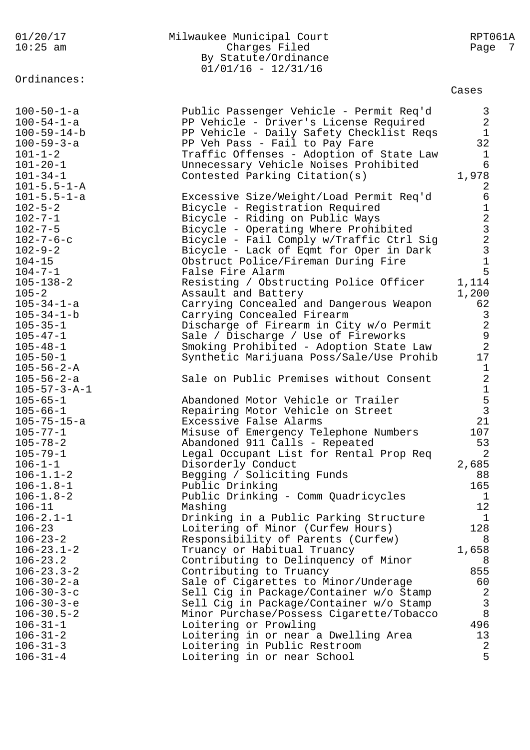Milwaukee Municipal Court
Charges Filed
By Statute/Ordinance
01/01/16 - 12/31/16

Ordinances:

| | | Cases |
|---|---|---|
| 100-50-1-a | Public Passenger Vehicle - Permit Req'd | 3 |
| 100-54-1-a | PP Vehicle - Driver's License Required | 2 |
| 100-59-14-b | PP Vehicle - Daily Safety Checklist Reqs | 1 |
| 100-59-3-a | PP Veh Pass - Fail to Pay Fare | 32 |
| 101-1-2 | Traffic Offenses - Adoption of State Law | 1 |
| 101-20-1 | Unnecessary Vehicle Noises Prohibited | 6 |
| 101-34-1 | Contested Parking Citation(s) | 1,978 |
| 101-5.5-1-A | | 2 |
| 101-5.5-1-a | Excessive Size/Weight/Load Permit Req'd | 6 |
| 102-5-2 | Bicycle - Registration Required | 1 |
| 102-7-1 | Bicycle - Riding on Public Ways | 2 |
| 102-7-5 | Bicycle - Operating Where Prohibited | 3 |
| 102-7-6-c | Bicycle - Fail Comply w/Traffic Ctrl Sig | 2 |
| 102-9-2 | Bicycle - Lack of Eqmt for Oper in Dark | 3 |
| 104-15 | Obstruct Police/Fireman During Fire | 1 |
| 104-7-1 | False Fire Alarm | 5 |
| 105-138-2 | Resisting / Obstructing Police Officer | 1,114 |
| 105-2 | Assault and Battery | 1,200 |
| 105-34-1-a | Carrying Concealed and Dangerous Weapon | 62 |
| 105-34-1-b | Carrying Concealed Firearm | 3 |
| 105-35-1 | Discharge of Firearm in City w/o Permit | 2 |
| 105-47-1 | Sale / Discharge / Use of Fireworks | 9 |
| 105-48-1 | Smoking Prohibited - Adoption State Law | 2 |
| 105-50-1 | Synthetic Marijuana Poss/Sale/Use Prohib | 17 |
| 105-56-2-A | | 1 |
| 105-56-2-a | Sale on Public Premises without Consent | 2 |
| 105-57-3-A-1 | | 1 |
| 105-65-1 | Abandoned Motor Vehicle or Trailer | 5 |
| 105-66-1 | Repairing Motor Vehicle on Street | 3 |
| 105-75-15-a | Excessive False Alarms | 21 |
| 105-77-1 | Misuse of Emergency Telephone Numbers | 107 |
| 105-78-2 | Abandoned 911 Calls - Repeated | 53 |
| 105-79-1 | Legal Occupant List for Rental Prop Req | 2 |
| 106-1-1 | Disorderly Conduct | 2,685 |
| 106-1.1-2 | Begging / Soliciting Funds | 88 |
| 106-1.8-1 | Public Drinking | 165 |
| 106-1.8-2 | Public Drinking - Comm Quadricycles | 1 |
| 106-11 | Mashing | 12 |
| 106-2.1-1 | Drinking in a Public Parking Structure | 1 |
| 106-23 | Loitering of Minor (Curfew Hours) | 128 |
| 106-23-2 | Responsibility of Parents (Curfew) | 8 |
| 106-23.1-2 | Truancy or Habitual Truancy | 1,658 |
| 106-23.2 | Contributing to Delinquency of Minor | 8 |
| 106-23.3-2 | Contributing to Truancy | 855 |
| 106-30-2-a | Sale of Cigarettes to Minor/Underage | 60 |
| 106-30-3-c | Sell Cig in Package/Container w/o Stamp | 2 |
| 106-30-3-e | Sell Cig in Package/Container w/o Stamp | 3 |
| 106-30.5-2 | Minor Purchase/Possess Cigarette/Tobacco | 8 |
| 106-31-1 | Loitering or Prowling | 496 |
| 106-31-2 | Loitering in or near a Dwelling Area | 13 |
| 106-31-3 | Loitering in Public Restroom | 2 |
| 106-31-4 | Loitering in or near School | 5 |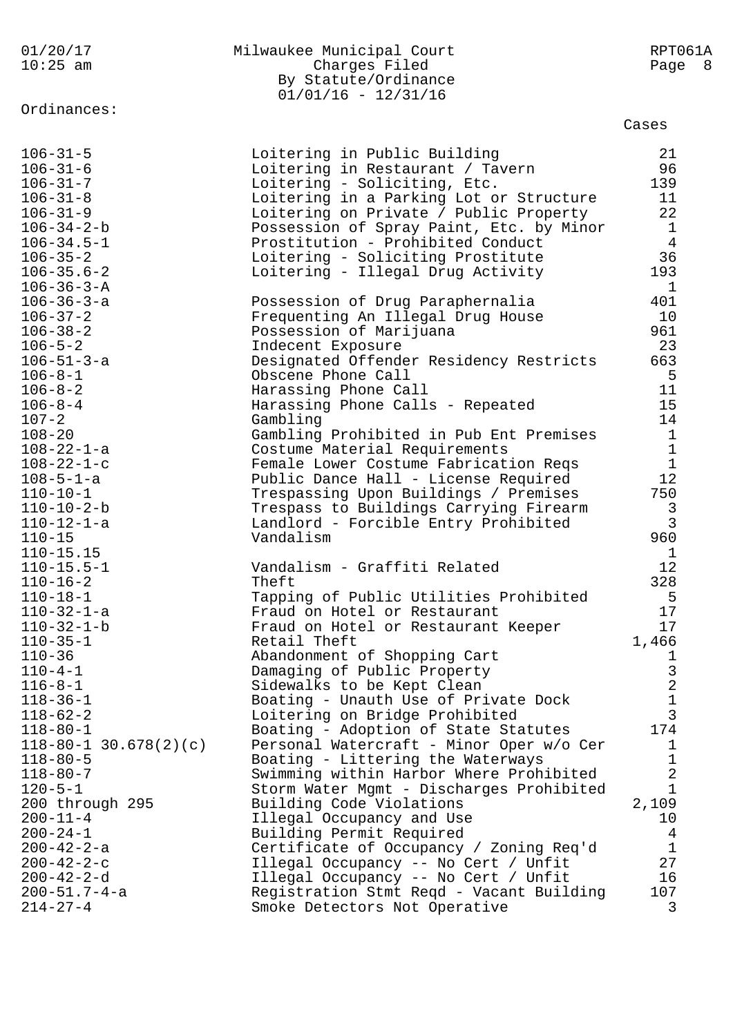Milwaukee Municipal Court
Charges Filed
By Statute/Ordinance
01/01/16 - 12/31/16

Ordinances:

| Ordinance | Description | Cases |
|---|---|---|
| 106-31-5 | Loitering in Public Building | 21 |
| 106-31-6 | Loitering in Restaurant / Tavern | 96 |
| 106-31-7 | Loitering - Soliciting, Etc. | 139 |
| 106-31-8 | Loitering in a Parking Lot or Structure | 11 |
| 106-31-9 | Loitering on Private / Public Property | 22 |
| 106-34-2-b | Possession of Spray Paint, Etc. by Minor | 1 |
| 106-34.5-1 | Prostitution - Prohibited Conduct | 4 |
| 106-35-2 | Loitering - Soliciting Prostitute | 36 |
| 106-35.6-2 | Loitering - Illegal Drug Activity | 193 |
| 106-36-3-A | | 1 |
| 106-36-3-a | Possession of Drug Paraphernalia | 401 |
| 106-37-2 | Frequenting An Illegal Drug House | 10 |
| 106-38-2 | Possession of Marijuana | 961 |
| 106-5-2 | Indecent Exposure | 23 |
| 106-51-3-a | Designated Offender Residency Restricts | 663 |
| 106-8-1 | Obscene Phone Call | 5 |
| 106-8-2 | Harassing Phone Call | 11 |
| 106-8-4 | Harassing Phone Calls - Repeated | 15 |
| 107-2 | Gambling | 14 |
| 108-20 | Gambling Prohibited in Pub Ent Premises | 1 |
| 108-22-1-a | Costume Material Requirements | 1 |
| 108-22-1-c | Female Lower Costume Fabrication Reqs | 1 |
| 108-5-1-a | Public Dance Hall - License Required | 12 |
| 110-10-1 | Trespassing Upon Buildings / Premises | 750 |
| 110-10-2-b | Trespass to Buildings Carrying Firearm | 3 |
| 110-12-1-a | Landlord - Forcible Entry Prohibited | 3 |
| 110-15 | Vandalism | 960 |
| 110-15.15 | | 1 |
| 110-15.5-1 | Vandalism - Graffiti Related | 12 |
| 110-16-2 | Theft | 328 |
| 110-18-1 | Tapping of Public Utilities Prohibited | 5 |
| 110-32-1-a | Fraud on Hotel or Restaurant | 17 |
| 110-32-1-b | Fraud on Hotel or Restaurant Keeper | 17 |
| 110-35-1 | Retail Theft | 1,466 |
| 110-36 | Abandonment of Shopping Cart | 1 |
| 110-4-1 | Damaging of Public Property | 3 |
| 116-8-1 | Sidewalks to be Kept Clean | 2 |
| 118-36-1 | Boating - Unauth Use of Private Dock | 1 |
| 118-62-2 | Loitering on Bridge Prohibited | 3 |
| 118-80-1 | Boating - Adoption of State Statutes | 174 |
| 118-80-1 30.678(2)(c) | Personal Watercraft - Minor Oper w/o Cer | 1 |
| 118-80-5 | Boating - Littering the Waterways | 1 |
| 118-80-7 | Swimming within Harbor Where Prohibited | 2 |
| 120-5-1 | Storm Water Mgmt - Discharges Prohibited | 1 |
| 200 through 295 | Building Code Violations | 2,109 |
| 200-11-4 | Illegal Occupancy and Use | 10 |
| 200-24-1 | Building Permit Required | 4 |
| 200-42-2-a | Certificate of Occupancy / Zoning Req'd | 1 |
| 200-42-2-c | Illegal Occupancy -- No Cert / Unfit | 27 |
| 200-42-2-d | Illegal Occupancy -- No Cert / Unfit | 16 |
| 200-51.7-4-a | Registration Stmt Reqd - Vacant Building | 107 |
| 214-27-4 | Smoke Detectors Not Operative | 3 |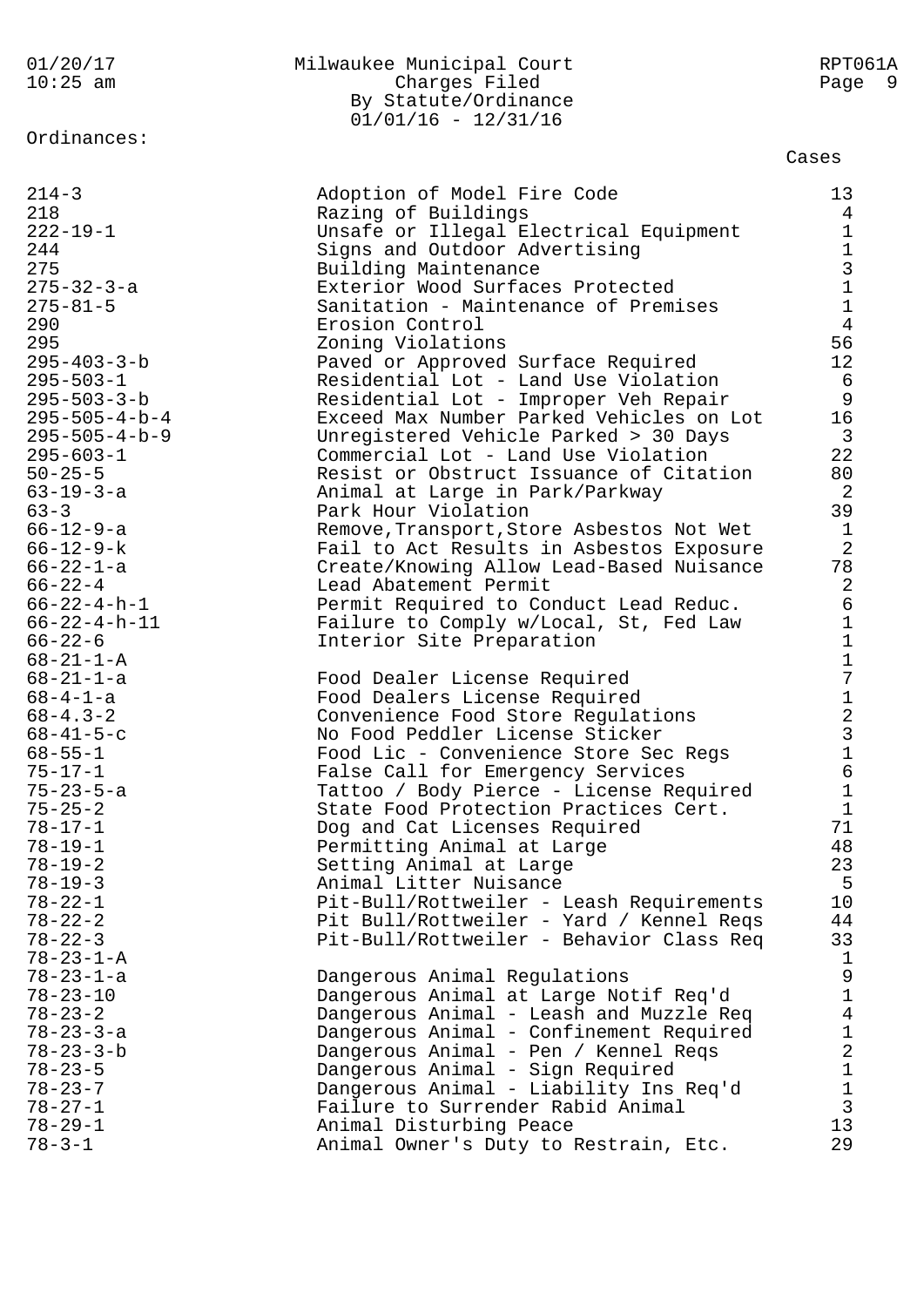Ordinances:

| Ordinance | Description | Cases |
|---|---|---|
| 214-3 | Adoption of Model Fire Code | 13 |
| 218 | Razing of Buildings | 4 |
| 222-19-1 | Unsafe or Illegal Electrical Equipment | 1 |
| 244 | Signs and Outdoor Advertising | 1 |
| 275 | Building Maintenance | 3 |
| 275-32-3-a | Exterior Wood Surfaces Protected | 1 |
| 275-81-5 | Sanitation - Maintenance of Premises | 1 |
| 290 | Erosion Control | 4 |
| 295 | Zoning Violations | 56 |
| 295-403-3-b | Paved or Approved Surface Required | 12 |
| 295-503-1 | Residential Lot - Land Use Violation | 6 |
| 295-503-3-b | Residential Lot - Improper Veh Repair | 9 |
| 295-505-4-b-4 | Exceed Max Number Parked Vehicles on Lot | 16 |
| 295-505-4-b-9 | Unregistered Vehicle Parked > 30 Days | 3 |
| 295-603-1 | Commercial Lot - Land Use Violation | 22 |
| 50-25-5 | Resist or Obstruct Issuance of Citation | 80 |
| 63-19-3-a | Animal at Large in Park/Parkway | 2 |
| 63-3 | Park Hour Violation | 39 |
| 66-12-9-a | Remove,Transport,Store Asbestos Not Wet | 1 |
| 66-12-9-k | Fail to Act Results in Asbestos Exposure | 2 |
| 66-22-1-a | Create/Knowing Allow Lead-Based Nuisance | 78 |
| 66-22-4 | Lead Abatement Permit | 2 |
| 66-22-4-h-1 | Permit Required to Conduct Lead Reduc. | 6 |
| 66-22-4-h-11 | Failure to Comply w/Local, St, Fed Law | 1 |
| 66-22-6 | Interior Site Preparation | 1 |
| 68-21-1-A | | 1 |
| 68-21-1-a | Food Dealer License Required | 7 |
| 68-4-1-a | Food Dealers License Required | 1 |
| 68-4.3-2 | Convenience Food Store Regulations | 2 |
| 68-41-5-c | No Food Peddler License Sticker | 3 |
| 68-55-1 | Food Lic - Convenience Store Sec Regs | 1 |
| 75-17-1 | False Call for Emergency Services | 6 |
| 75-23-5-a | Tattoo / Body Pierce - License Required | 1 |
| 75-25-2 | State Food Protection Practices Cert. | 1 |
| 78-17-1 | Dog and Cat Licenses Required | 71 |
| 78-19-1 | Permitting Animal at Large | 48 |
| 78-19-2 | Setting Animal at Large | 23 |
| 78-19-3 | Animal Litter Nuisance | 5 |
| 78-22-1 | Pit-Bull/Rottweiler - Leash Requirements | 10 |
| 78-22-2 | Pit Bull/Rottweiler - Yard / Kennel Reqs | 44 |
| 78-22-3 | Pit-Bull/Rottweiler - Behavior Class Req | 33 |
| 78-23-1-A | | 1 |
| 78-23-1-a | Dangerous Animal Regulations | 9 |
| 78-23-10 | Dangerous Animal at Large Notif Req'd | 1 |
| 78-23-2 | Dangerous Animal - Leash and Muzzle Req | 4 |
| 78-23-3-a | Dangerous Animal - Confinement Required | 1 |
| 78-23-3-b | Dangerous Animal - Pen / Kennel Reqs | 2 |
| 78-23-5 | Dangerous Animal - Sign Required | 1 |
| 78-23-7 | Dangerous Animal - Liability Ins Req'd | 1 |
| 78-27-1 | Failure to Surrender Rabid Animal | 3 |
| 78-29-1 | Animal Disturbing Peace | 13 |
| 78-3-1 | Animal Owner's Duty to Restrain, Etc. | 29 |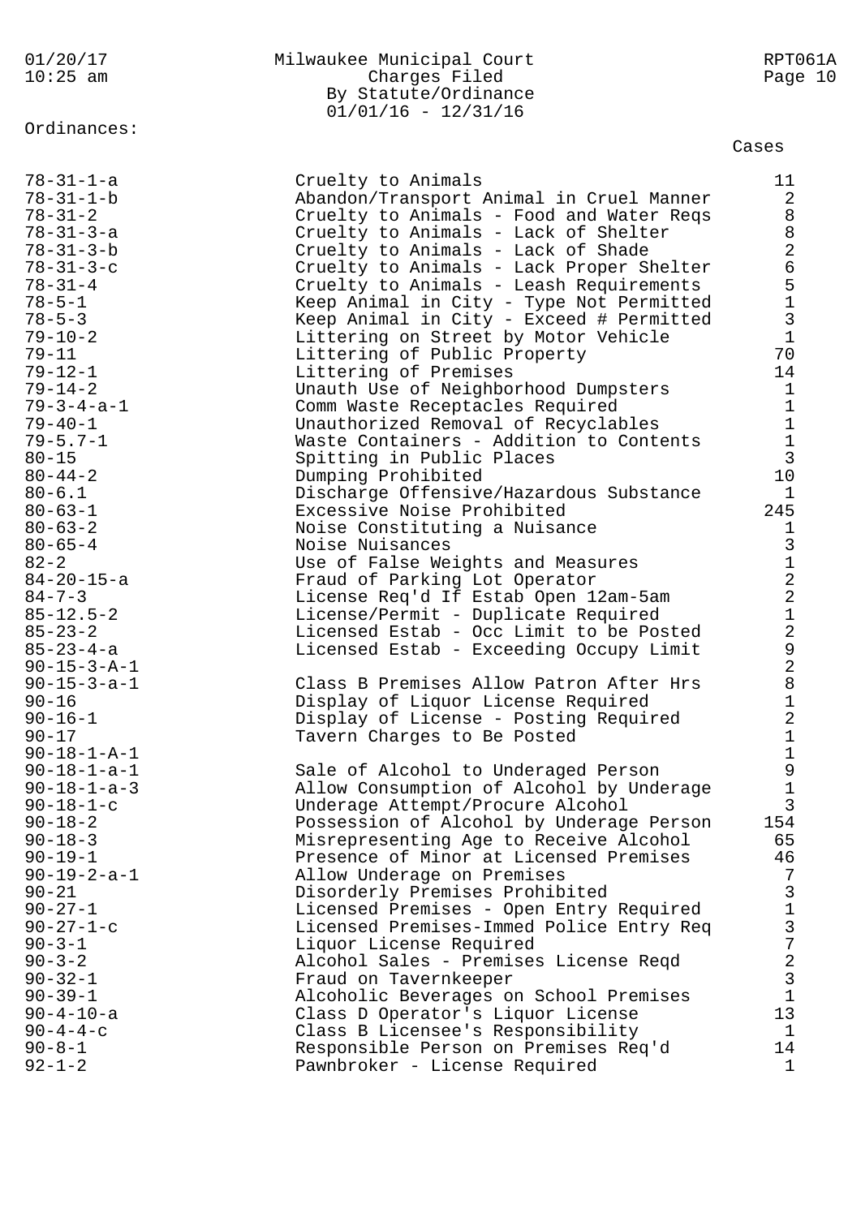Milwaukee Municipal Court
Charges Filed
By Statute/Ordinance
01/01/16 - 12/31/16

Ordinances:

| | | Cases |
|---|---|---|
| 78-31-1-a | Cruelty to Animals | 11 |
| 78-31-1-b | Abandon/Transport Animal in Cruel Manner | 2 |
| 78-31-2 | Cruelty to Animals - Food and Water Reqs | 8 |
| 78-31-3-a | Cruelty to Animals - Lack of Shelter | 8 |
| 78-31-3-b | Cruelty to Animals - Lack of Shade | 2 |
| 78-31-3-c | Cruelty to Animals - Lack Proper Shelter | 6 |
| 78-31-4 | Cruelty to Animals - Leash Requirements | 5 |
| 78-5-1 | Keep Animal in City - Type Not Permitted | 1 |
| 78-5-3 | Keep Animal in City - Exceed # Permitted | 3 |
| 79-10-2 | Littering on Street by Motor Vehicle | 1 |
| 79-11 | Littering of Public Property | 70 |
| 79-12-1 | Littering of Premises | 14 |
| 79-14-2 | Unauth Use of Neighborhood Dumpsters | 1 |
| 79-3-4-a-1 | Comm Waste Receptacles Required | 1 |
| 79-40-1 | Unauthorized Removal of Recyclables | 1 |
| 79-5.7-1 | Waste Containers - Addition to Contents | 1 |
| 80-15 | Spitting in Public Places | 3 |
| 80-44-2 | Dumping Prohibited | 10 |
| 80-6.1 | Discharge Offensive/Hazardous Substance | 1 |
| 80-63-1 | Excessive Noise Prohibited | 245 |
| 80-63-2 | Noise Constituting a Nuisance | 1 |
| 80-65-4 | Noise Nuisances | 3 |
| 82-2 | Use of False Weights and Measures | 1 |
| 84-20-15-a | Fraud of Parking Lot Operator | 2 |
| 84-7-3 | License Req'd If Estab Open 12am-5am | 2 |
| 85-12.5-2 | License/Permit - Duplicate Required | 1 |
| 85-23-2 | Licensed Estab - Occ Limit to be Posted | 2 |
| 85-23-4-a | Licensed Estab - Exceeding Occupy Limit | 9 |
| 90-15-3-A-1 | | 2 |
| 90-15-3-a-1 | Class B Premises Allow Patron After Hrs | 8 |
| 90-16 | Display of Liquor License Required | 1 |
| 90-16-1 | Display of License - Posting Required | 2 |
| 90-17 | Tavern Charges to Be Posted | 1 |
| 90-18-1-A-1 | | 1 |
| 90-18-1-a-1 | Sale of Alcohol to Underaged Person | 9 |
| 90-18-1-a-3 | Allow Consumption of Alcohol by Underage | 1 |
| 90-18-1-c | Underage Attempt/Procure Alcohol | 3 |
| 90-18-2 | Possession of Alcohol by Underage Person | 154 |
| 90-18-3 | Misrepresenting Age to Receive Alcohol | 65 |
| 90-19-1 | Presence of Minor at Licensed Premises | 46 |
| 90-19-2-a-1 | Allow Underage on Premises | 7 |
| 90-21 | Disorderly Premises Prohibited | 3 |
| 90-27-1 | Licensed Premises - Open Entry Required | 1 |
| 90-27-1-c | Licensed Premises-Immed Police Entry Req | 3 |
| 90-3-1 | Liquor License Required | 7 |
| 90-3-2 | Alcohol Sales - Premises License Reqd | 2 |
| 90-32-1 | Fraud on Tavernkeeper | 3 |
| 90-39-1 | Alcoholic Beverages on School Premises | 1 |
| 90-4-10-a | Class D Operator's Liquor License | 13 |
| 90-4-4-c | Class B Licensee's Responsibility | 1 |
| 90-8-1 | Responsible Person on Premises Req'd | 14 |
| 92-1-2 | Pawnbroker - License Required | 1 |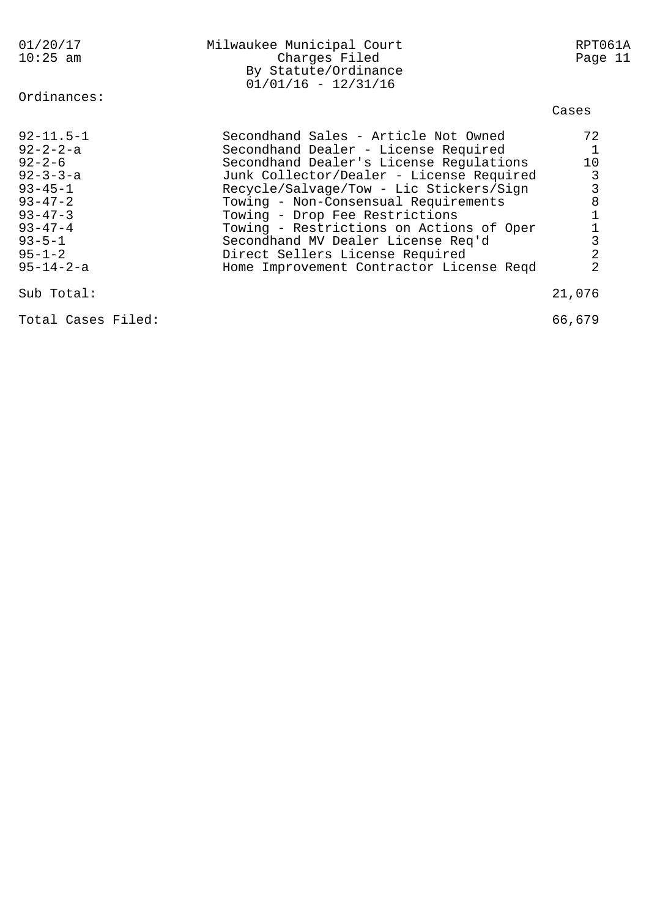Milwaukee Municipal Court
Charges Filed
By Statute/Ordinance
01/01/16 - 12/31/16

01/20/17
10:25 am

RPT061A

Ordinances:

| Ordinance | Description | Cases |
|---|---|---|
| 92-11.5-1 | Secondhand Sales - Article Not Owned | 72 |
| 92-2-2-a | Secondhand Dealer - License Required | 1 |
| 92-2-6 | Secondhand Dealer's License Regulations | 10 |
| 92-3-3-a | Junk Collector/Dealer - License Required | 3 |
| 93-45-1 | Recycle/Salvage/Tow - Lic Stickers/Sign | 3 |
| 93-47-2 | Towing - Non-Consensual Requirements | 8 |
| 93-47-3 | Towing - Drop Fee Restrictions | 1 |
| 93-47-4 | Towing - Restrictions on Actions of Oper | 1 |
| 93-5-1 | Secondhand MV Dealer License Req'd | 3 |
| 95-1-2 | Direct Sellers License Required | 2 |
| 95-14-2-a | Home Improvement Contractor License Reqd | 2 |
| Sub Total: | | 21,076 |
| Total Cases Filed: | | 66,679 |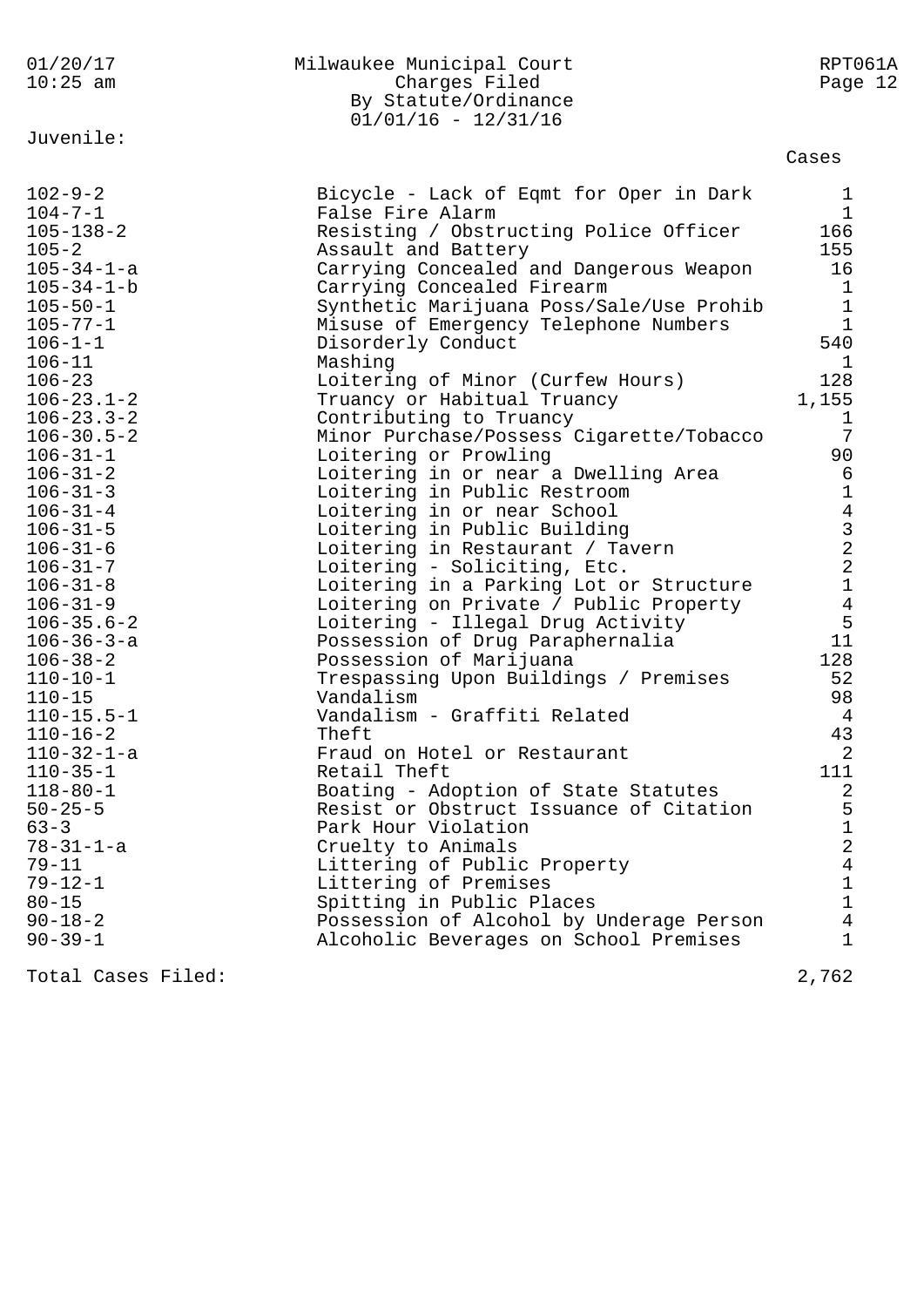01/20/17
10:25 am

Milwaukee Municipal Court
Charges Filed
By Statute/Ordinance
01/01/16 - 12/31/16

RPT061A

Juvenile:

| | | Cases |
|---|---|---|
| 102-9-2 | Bicycle - Lack of Eqmt for Oper in Dark | 1 |
| 104-7-1 | False Fire Alarm | 1 |
| 105-138-2 | Resisting / Obstructing Police Officer | 166 |
| 105-2 | Assault and Battery | 155 |
| 105-34-1-a | Carrying Concealed and Dangerous Weapon | 16 |
| 105-34-1-b | Carrying Concealed Firearm | 1 |
| 105-50-1 | Synthetic Marijuana Poss/Sale/Use Prohib | 1 |
| 105-77-1 | Misuse of Emergency Telephone Numbers | 1 |
| 106-1-1 | Disorderly Conduct | 540 |
| 106-11 | Mashing | 1 |
| 106-23 | Loitering of Minor (Curfew Hours) | 128 |
| 106-23.1-2 | Truancy or Habitual Truancy | 1,155 |
| 106-23.3-2 | Contributing to Truancy | 1 |
| 106-30.5-2 | Minor Purchase/Possess Cigarette/Tobacco | 7 |
| 106-31-1 | Loitering or Prowling | 90 |
| 106-31-2 | Loitering in or near a Dwelling Area | 6 |
| 106-31-3 | Loitering in Public Restroom | 1 |
| 106-31-4 | Loitering in or near School | 4 |
| 106-31-5 | Loitering in Public Building | 3 |
| 106-31-6 | Loitering in Restaurant / Tavern | 2 |
| 106-31-7 | Loitering - Soliciting, Etc. | 2 |
| 106-31-8 | Loitering in a Parking Lot or Structure | 1 |
| 106-31-9 | Loitering on Private / Public Property | 4 |
| 106-35.6-2 | Loitering - Illegal Drug Activity | 5 |
| 106-36-3-a | Possession of Drug Paraphernalia | 11 |
| 106-38-2 | Possession of Marijuana | 128 |
| 110-10-1 | Trespassing Upon Buildings / Premises | 52 |
| 110-15 | Vandalism | 98 |
| 110-15.5-1 | Vandalism - Graffiti Related | 4 |
| 110-16-2 | Theft | 43 |
| 110-32-1-a | Fraud on Hotel or Restaurant | 2 |
| 110-35-1 | Retail Theft | 111 |
| 118-80-1 | Boating - Adoption of State Statutes | 2 |
| 50-25-5 | Resist or Obstruct Issuance of Citation | 5 |
| 63-3 | Park Hour Violation | 1 |
| 78-31-1-a | Cruelty to Animals | 2 |
| 79-11 | Littering of Public Property | 4 |
| 79-12-1 | Littering of Premises | 1 |
| 80-15 | Spitting in Public Places | 1 |
| 90-18-2 | Possession of Alcohol by Underage Person | 4 |
| 90-39-1 | Alcoholic Beverages on School Premises | 1 |

Total Cases Filed: 2,762